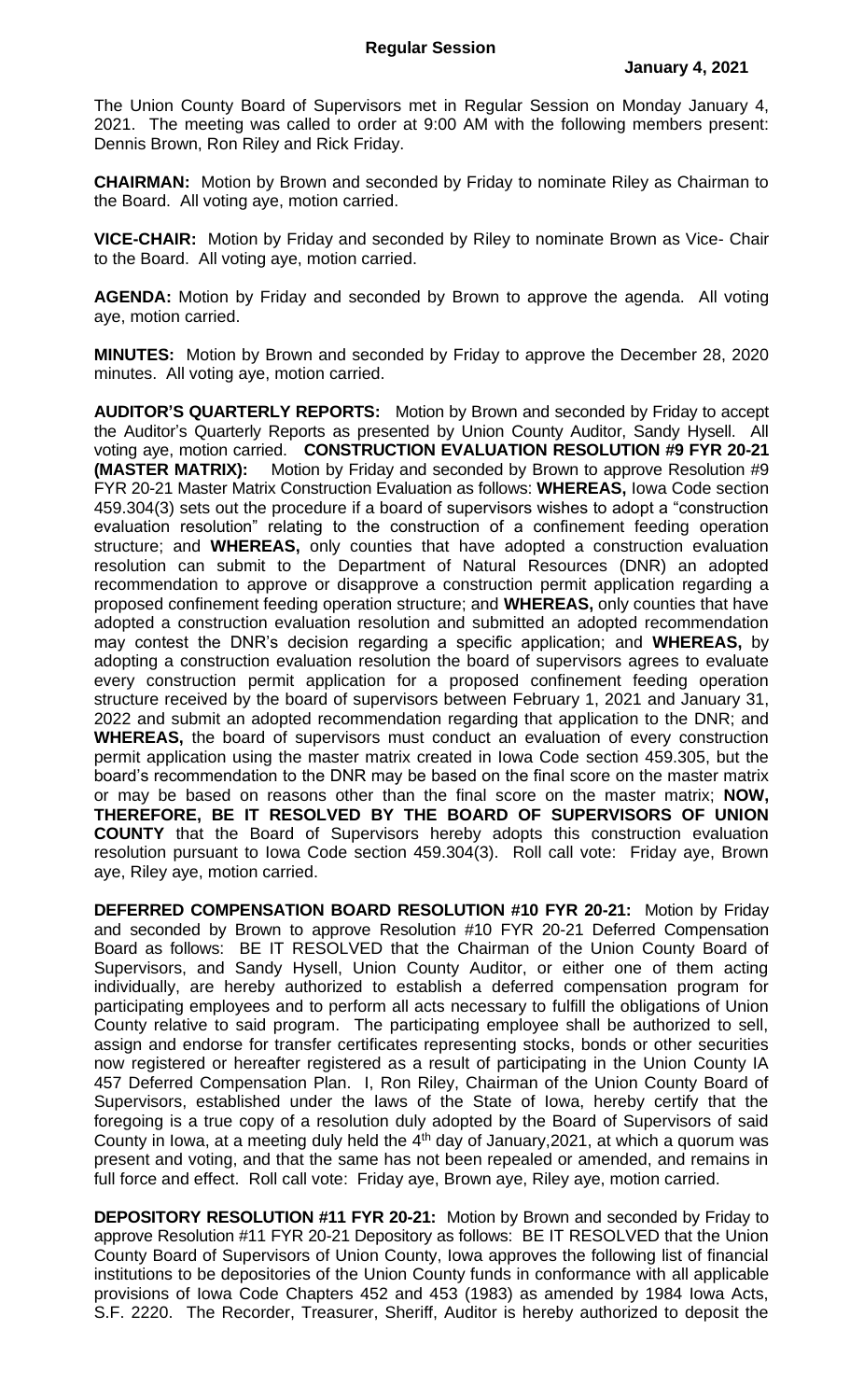# Regular Session

**January 4, 2021**

The Union County Board of Supervisors met in Regular Session on Monday January 4, 2021. The meeting was called to order at 9:00 AM with the following members present: Dennis Brown, Ron Riley and Rick Friday.

**CHAIRMAN:** Motion by Brown and seconded by Friday to nominate Riley as Chairman to the Board. All voting aye, motion carried.

**VICE-CHAIR:** Motion by Friday and seconded by Riley to nominate Brown as Vice- Chair to the Board. All voting aye, motion carried.

**AGENDA:** Motion by Friday and seconded by Brown to approve the agenda. All voting aye, motion carried.

**MINUTES:** Motion by Brown and seconded by Friday to approve the December 28, 2020 minutes. All voting aye, motion carried.

**AUDITOR'S QUARTERLY REPORTS:** Motion by Brown and seconded by Friday to accept the Auditor's Quarterly Reports as presented by Union County Auditor, Sandy Hysell. All voting aye, motion carried. **CONSTRUCTION EVALUATION RESOLUTION #9 FYR 20-21 (MASTER MATRIX):** Motion by Friday and seconded by Brown to approve Resolution #9 FYR 20-21 Master Matrix Construction Evaluation as follows: **WHEREAS,** Iowa Code section 459.304(3) sets out the procedure if a board of supervisors wishes to adopt a "construction evaluation resolution" relating to the construction of a confinement feeding operation structure; and **WHEREAS,** only counties that have adopted a construction evaluation resolution can submit to the Department of Natural Resources (DNR) an adopted recommendation to approve or disapprove a construction permit application regarding a proposed confinement feeding operation structure; and **WHEREAS,** only counties that have adopted a construction evaluation resolution and submitted an adopted recommendation may contest the DNR's decision regarding a specific application; and **WHEREAS,** by adopting a construction evaluation resolution the board of supervisors agrees to evaluate every construction permit application for a proposed confinement feeding operation structure received by the board of supervisors between February 1, 2021 and January 31, 2022 and submit an adopted recommendation regarding that application to the DNR; and **WHEREAS,** the board of supervisors must conduct an evaluation of every construction permit application using the master matrix created in Iowa Code section 459.305, but the board's recommendation to the DNR may be based on the final score on the master matrix or may be based on reasons other than the final score on the master matrix; **NOW, THEREFORE, BE IT RESOLVED BY THE BOARD OF SUPERVISORS OF UNION COUNTY** that the Board of Supervisors hereby adopts this construction evaluation resolution pursuant to Iowa Code section 459.304(3). Roll call vote: Friday aye, Brown aye, Riley aye, motion carried.

**DEFERRED COMPENSATION BOARD RESOLUTION #10 FYR 20-21:** Motion by Friday and seconded by Brown to approve Resolution #10 FYR 20-21 Deferred Compensation Board as follows: BE IT RESOLVED that the Chairman of the Union County Board of Supervisors, and Sandy Hysell, Union County Auditor, or either one of them acting individually, are hereby authorized to establish a deferred compensation program for participating employees and to perform all acts necessary to fulfill the obligations of Union County relative to said program. The participating employee shall be authorized to sell, assign and endorse for transfer certificates representing stocks, bonds or other securities now registered or hereafter registered as a result of participating in the Union County IA 457 Deferred Compensation Plan. I, Ron Riley, Chairman of the Union County Board of Supervisors, established under the laws of the State of Iowa, hereby certify that the foregoing is a true copy of a resolution duly adopted by the Board of Supervisors of said County in Iowa, at a meeting duly held the 4th day of January,2021, at which a quorum was present and voting, and that the same has not been repealed or amended, and remains in full force and effect. Roll call vote: Friday aye, Brown aye, Riley aye, motion carried.

**DEPOSITORY RESOLUTION #11 FYR 20-21:** Motion by Brown and seconded by Friday to approve Resolution #11 FYR 20-21 Depository as follows: BE IT RESOLVED that the Union County Board of Supervisors of Union County, Iowa approves the following list of financial institutions to be depositories of the Union County funds in conformance with all applicable provisions of Iowa Code Chapters 452 and 453 (1983) as amended by 1984 Iowa Acts, S.F. 2220. The Recorder, Treasurer, Sheriff, Auditor is hereby authorized to deposit the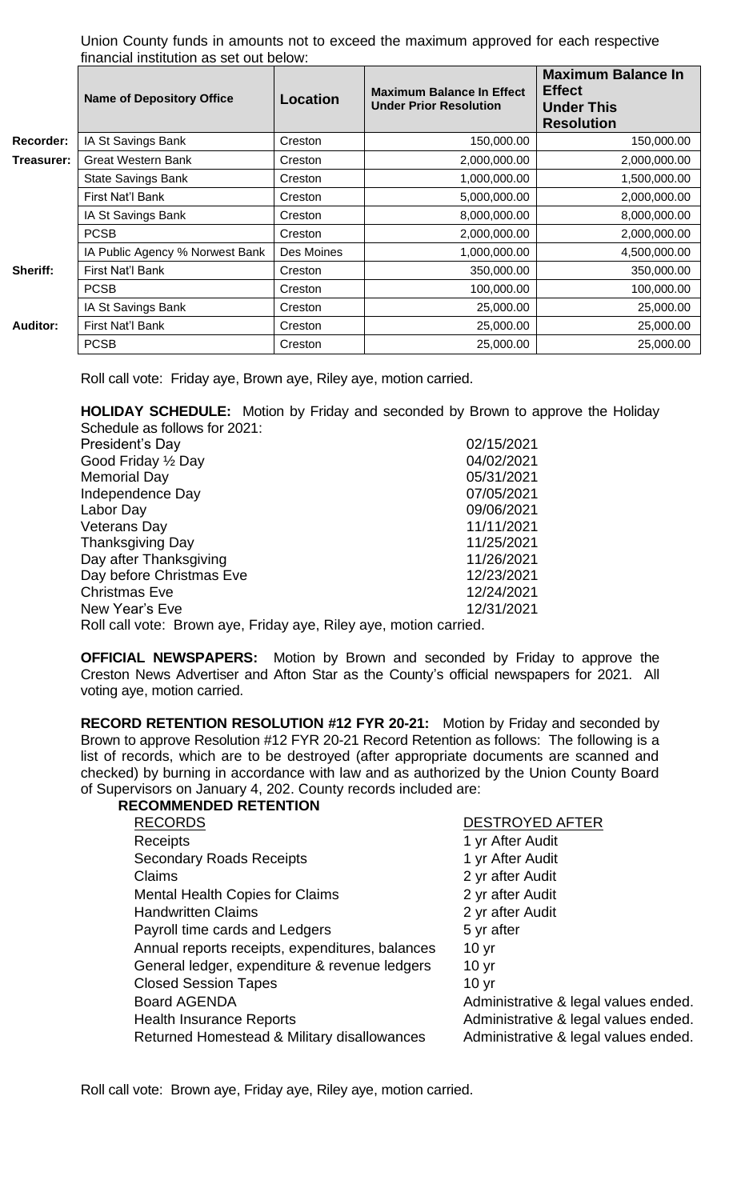Union County funds in amounts not to exceed the maximum approved for each respective financial institution as set out below:

| | Name of Depository Office | Location | Maximum Balance In Effect Under Prior Resolution | Maximum Balance In Effect Under This Resolution |
|---|---|---|---|---|
| Recorder: | IA St Savings Bank | Creston | 150,000.00 | 150,000.00 |
| Treasurer: | Great Western Bank | Creston | 2,000,000.00 | 2,000,000.00 |
| | State Savings Bank | Creston | 1,000,000.00 | 1,500,000.00 |
| | First Nat'l Bank | Creston | 5,000,000.00 | 2,000,000.00 |
| | IA St Savings Bank | Creston | 8,000,000.00 | 8,000,000.00 |
| | PCSB | Creston | 2,000,000.00 | 2,000,000.00 |
| | IA Public Agency % Norwest Bank | Des Moines | 1,000,000.00 | 4,500,000.00 |
| Sheriff: | First Nat'l Bank | Creston | 350,000.00 | 350,000.00 |
| | PCSB | Creston | 100,000.00 | 100,000.00 |
| | IA St Savings Bank | Creston | 25,000.00 | 25,000.00 |
| Auditor: | First Nat'l Bank | Creston | 25,000.00 | 25,000.00 |
| | PCSB | Creston | 25,000.00 | 25,000.00 |

Roll call vote: Friday aye, Brown aye, Riley aye, motion carried.

**HOLIDAY SCHEDULE:** Motion by Friday and seconded by Brown to approve the Holiday Schedule as follows for 2021:

| | |
|---|---|
| President's Day | 02/15/2021 |
| Good Friday ½ Day | 04/02/2021 |
| Memorial Day | 05/31/2021 |
| Independence Day | 07/05/2021 |
| Labor Day | 09/06/2021 |
| Veterans Day | 11/11/2021 |
| Thanksgiving Day | 11/25/2021 |
| Day after Thanksgiving | 11/26/2021 |
| Day before Christmas Eve | 12/23/2021 |
| Christmas Eve | 12/24/2021 |
| New Year's Eve | 12/31/2021 |

Roll call vote: Brown aye, Friday aye, Riley aye, motion carried.

**OFFICIAL NEWSPAPERS:** Motion by Brown and seconded by Friday to approve the Creston News Advertiser and Afton Star as the County's official newspapers for 2021. All voting aye, motion carried.

**RECORD RETENTION RESOLUTION #12 FYR 20-21:** Motion by Friday and seconded by Brown to approve Resolution #12 FYR 20-21 Record Retention as follows: The following is a list of records, which are to be destroyed (after appropriate documents are scanned and checked) by burning in accordance with law and as authorized by the Union County Board of Supervisors on January 4, 202. County records included are:

**RECOMMENDED RETENTION**

| RECORDS | DESTROYED AFTER |
|---|---|
| Receipts | 1 yr After Audit |
| Secondary Roads Receipts | 1 yr After Audit |
| Claims | 2 yr after Audit |
| Mental Health Copies for Claims | 2 yr after Audit |
| Handwritten Claims | 2 yr after Audit |
| Payroll time cards and Ledgers | 5 yr after |
| Annual reports receipts, expenditures, balances | 10 yr |
| General ledger, expenditure & revenue ledgers | 10 yr |
| Closed Session Tapes | 10 yr |
| Board AGENDA | Administrative & legal values ended. |
| Health Insurance Reports | Administrative & legal values ended. |
| Returned Homestead & Military disallowances | Administrative & legal values ended. |

Roll call vote: Brown aye, Friday aye, Riley aye, motion carried.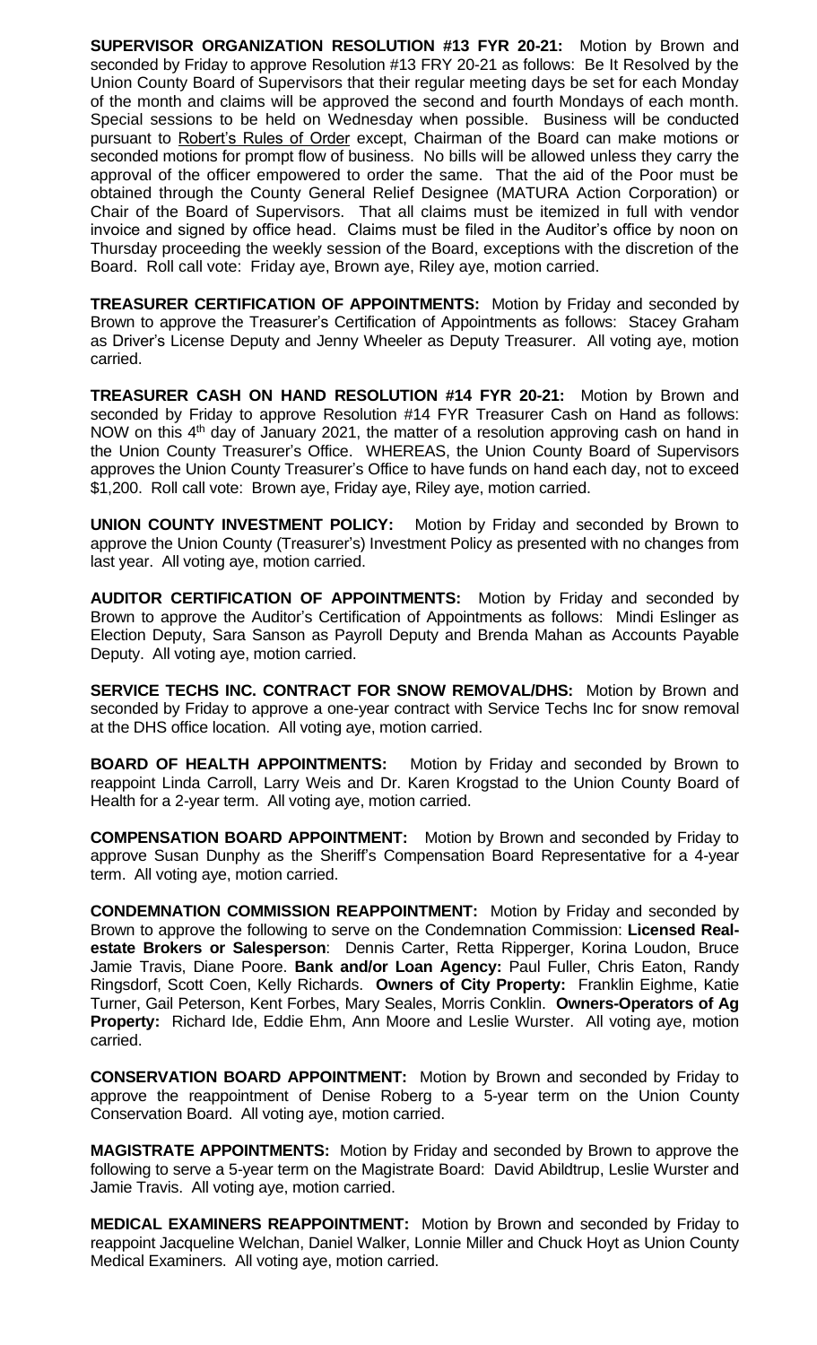**SUPERVISOR ORGANIZATION RESOLUTION #13 FYR 20-21:** Motion by Brown and seconded by Friday to approve Resolution #13 FRY 20-21 as follows: Be It Resolved by the Union County Board of Supervisors that their regular meeting days be set for each Monday of the month and claims will be approved the second and fourth Mondays of each month. Special sessions to be held on Wednesday when possible. Business will be conducted pursuant to Robert's Rules of Order except, Chairman of the Board can make motions or seconded motions for prompt flow of business. No bills will be allowed unless they carry the approval of the officer empowered to order the same. That the aid of the Poor must be obtained through the County General Relief Designee (MATURA Action Corporation) or Chair of the Board of Supervisors. That all claims must be itemized in full with vendor invoice and signed by office head. Claims must be filed in the Auditor's office by noon on Thursday proceeding the weekly session of the Board, exceptions with the discretion of the Board. Roll call vote: Friday aye, Brown aye, Riley aye, motion carried.

**TREASURER CERTIFICATION OF APPOINTMENTS:** Motion by Friday and seconded by Brown to approve the Treasurer's Certification of Appointments as follows: Stacey Graham as Driver's License Deputy and Jenny Wheeler as Deputy Treasurer. All voting aye, motion carried.

**TREASURER CASH ON HAND RESOLUTION #14 FYR 20-21:** Motion by Brown and seconded by Friday to approve Resolution #14 FYR Treasurer Cash on Hand as follows: NOW on this 4th day of January 2021, the matter of a resolution approving cash on hand in the Union County Treasurer's Office. WHEREAS, the Union County Board of Supervisors approves the Union County Treasurer's Office to have funds on hand each day, not to exceed $1,200. Roll call vote: Brown aye, Friday aye, Riley aye, motion carried.

**UNION COUNTY INVESTMENT POLICY:** Motion by Friday and seconded by Brown to approve the Union County (Treasurer's) Investment Policy as presented with no changes from last year. All voting aye, motion carried.

**AUDITOR CERTIFICATION OF APPOINTMENTS:** Motion by Friday and seconded by Brown to approve the Auditor's Certification of Appointments as follows: Mindi Eslinger as Election Deputy, Sara Sanson as Payroll Deputy and Brenda Mahan as Accounts Payable Deputy. All voting aye, motion carried.

**SERVICE TECHS INC. CONTRACT FOR SNOW REMOVAL/DHS:** Motion by Brown and seconded by Friday to approve a one-year contract with Service Techs Inc for snow removal at the DHS office location. All voting aye, motion carried.

**BOARD OF HEALTH APPOINTMENTS:** Motion by Friday and seconded by Brown to reappoint Linda Carroll, Larry Weis and Dr. Karen Krogstad to the Union County Board of Health for a 2-year term. All voting aye, motion carried.

**COMPENSATION BOARD APPOINTMENT:** Motion by Brown and seconded by Friday to approve Susan Dunphy as the Sheriff's Compensation Board Representative for a 4-year term. All voting aye, motion carried.

**CONDEMNATION COMMISSION REAPPOINTMENT:** Motion by Friday and seconded by Brown to approve the following to serve on the Condemnation Commission: **Licensed Real-estate Brokers or Salesperson**: Dennis Carter, Retta Ripperger, Korina Loudon, Bruce Jamie Travis, Diane Poore. **Bank and/or Loan Agency:** Paul Fuller, Chris Eaton, Randy Ringsdorf, Scott Coen, Kelly Richards. **Owners of City Property:** Franklin Eighme, Katie Turner, Gail Peterson, Kent Forbes, Mary Seales, Morris Conklin. **Owners-Operators of Ag Property:** Richard Ide, Eddie Ehm, Ann Moore and Leslie Wurster. All voting aye, motion carried.

**CONSERVATION BOARD APPOINTMENT:** Motion by Brown and seconded by Friday to approve the reappointment of Denise Roberg to a 5-year term on the Union County Conservation Board. All voting aye, motion carried.

**MAGISTRATE APPOINTMENTS:** Motion by Friday and seconded by Brown to approve the following to serve a 5-year term on the Magistrate Board: David Abildtrup, Leslie Wurster and Jamie Travis. All voting aye, motion carried.

**MEDICAL EXAMINERS REAPPOINTMENT:** Motion by Brown and seconded by Friday to reappoint Jacqueline Welchan, Daniel Walker, Lonnie Miller and Chuck Hoyt as Union County Medical Examiners. All voting aye, motion carried.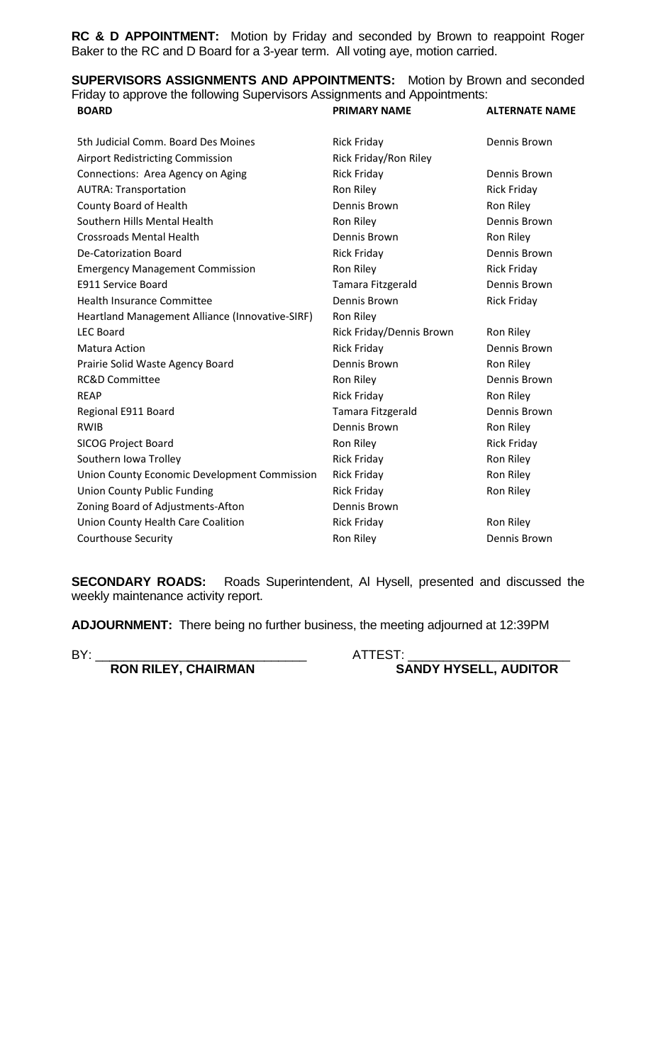**RC & D APPOINTMENT:** Motion by Friday and seconded by Brown to reappoint Roger Baker to the RC and D Board for a 3-year term. All voting aye, motion carried.

**SUPERVISORS ASSIGNMENTS AND APPOINTMENTS:** Motion by Brown and seconded Friday to approve the following Supervisors Assignments and Appointments:

| BOARD | PRIMARY NAME | ALTERNATE NAME |
|---|---|---|
| 5th Judicial Comm. Board Des Moines | Rick Friday | Dennis Brown |
| Airport Redistricting Commission | Rick Friday/Ron Riley | |
| Connections: Area Agency on Aging | Rick Friday | Dennis Brown |
| AUTRA: Transportation | Ron Riley | Rick Friday |
| County Board of Health | Dennis Brown | Ron Riley |
| Southern Hills Mental Health | Ron Riley | Dennis Brown |
| Crossroads Mental Health | Dennis Brown | Ron Riley |
| De-Catorization Board | Rick Friday | Dennis Brown |
| Emergency Management Commission | Ron Riley | Rick Friday |
| E911 Service Board | Tamara Fitzgerald | Dennis Brown |
| Health Insurance Committee | Dennis Brown | Rick Friday |
| Heartland Management Alliance (Innovative-SIRF) | Ron Riley | |
| LEC Board | Rick Friday/Dennis Brown | Ron Riley |
| Matura Action | Rick Friday | Dennis Brown |
| Prairie Solid Waste Agency Board | Dennis Brown | Ron Riley |
| RC&D Committee | Ron Riley | Dennis Brown |
| REAP | Rick Friday | Ron Riley |
| Regional E911 Board | Tamara Fitzgerald | Dennis Brown |
| RWIB | Dennis Brown | Ron Riley |
| SICOG Project Board | Ron Riley | Rick Friday |
| Southern Iowa Trolley | Rick Friday | Ron Riley |
| Union County Economic Development Commission | Rick Friday | Ron Riley |
| Union County Public Funding | Rick Friday | Ron Riley |
| Zoning Board of Adjustments-Afton | Dennis Brown | |
| Union County Health Care Coalition | Rick Friday | Ron Riley |
| Courthouse Security | Ron Riley | Dennis Brown |

**SECONDARY ROADS:** Roads Superintendent, Al Hysell, presented and discussed the weekly maintenance activity report.

**ADJOURNMENT:** There being no further business, the meeting adjourned at 12:39PM

BY: ______________________________ ATTEST: ______________________

**RON RILEY, CHAIRMAN** **SANDY HYSELL, AUDITOR**